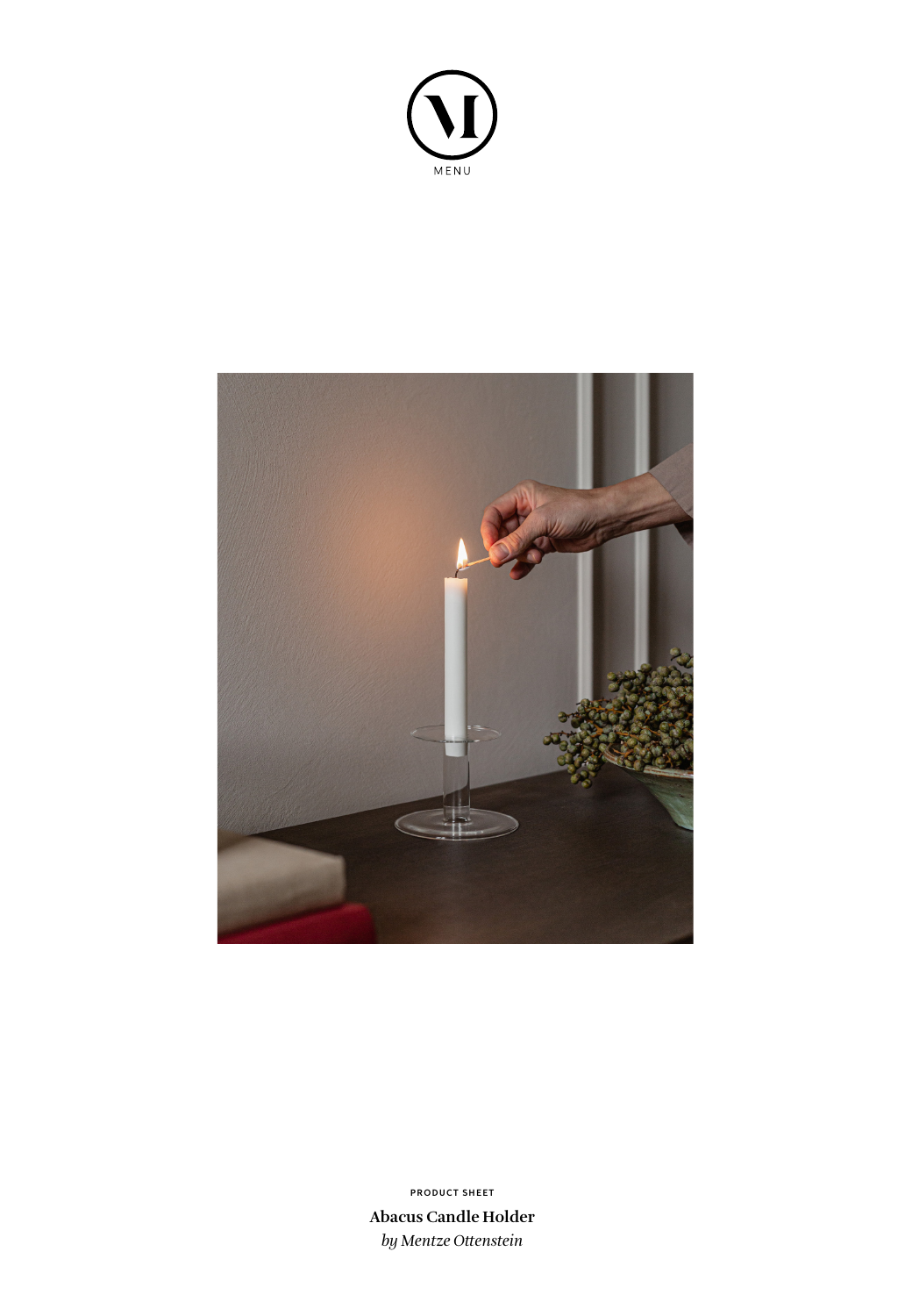MENU

PRODUCT SHEET

**Abacus Candle Holder**

*by Mentze Ottenstein*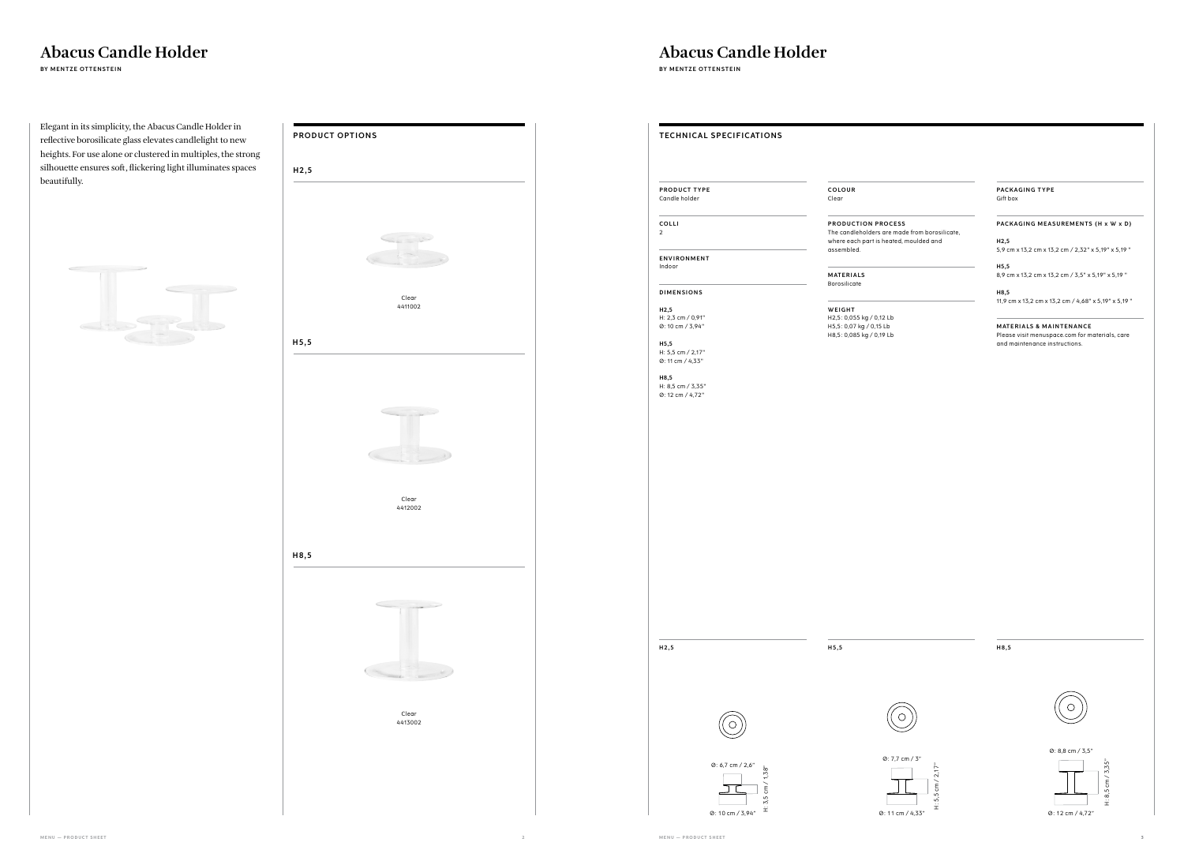# Abacus Candle Holder

**BY MENTZE OTTENSTEIN**

Elegant in its simplicity, the Abacus Candle Holder in reflective borosilicate glass elevates candlelight to new heights. For use alone or clustered in multiples, the strong silhouette ensures soft, flickering light illuminates spaces beautifully.

## PRODUCT OPTIONS

### H2,5

Clear
4411002

### H5,5

Clear
4412002

### H8,5

Clear
4413002

# Abacus Candle Holder

**BY MENTZE OTTENSTEIN**

## TECHNICAL SPECIFICATIONS

**PRODUCT TYPE**
Candle holder

**COLLI**
2

**ENVIRONMENT**
Indoor

**DIMENSIONS**

**H2,5**
H: 2,3 cm / 0,91"
Ø: 10 cm / 3,94"

**H5,5**
H: 5,5 cm / 2,17"
Ø: 11 cm / 4,33"

**H8,5**
H: 8,5 cm / 3,35"
Ø: 12 cm / 4,72"

**COLOUR**
Clear

**PRODUCTION PROCESS**
The candleholders are made from borosilicate, where each part is heated, moulded and assembled.

**MATERIALS**
Borosilicate

**WEIGHT**
H2,5: 0,055 kg / 0,12 Lb
H5,5: 0,07 kg / 0,15 Lb
H8,5: 0,085 kg / 0,19 Lb

**PACKAGING TYPE**
Gift box

**PACKAGING MEASUREMENTS (H x W x D)**

**H2,5**
5,9 cm x 13,2 cm x 13,2 cm / 2,32" x 5,19" x 5,19 "

**H5,5**
8,9 cm x 13,2 cm x 13,2 cm / 3,5" x 5,19" x 5,19 "

**H8,5**
11,9 cm x 13,2 cm x 13,2 cm / 4,68" x 5,19" x 5,19 "

**MATERIALS & MAINTENANCE**
Please visit menuspace.com for materials, care and maintenance instructions.

**H2,5**

Ø: 6,7 cm / 2,6"
H: 3,5 cm / 1,38"
Ø: 10 cm / 3,94"

**H5,5**

Ø: 7,7 cm / 3"
H: 5,5 cm / 2,17"
Ø: 11 cm / 4,33"

**H8,5**

Ø: 8,8 cm / 3,5"
H: 8,5 cm / 3,35"
Ø: 12 cm / 4,72"